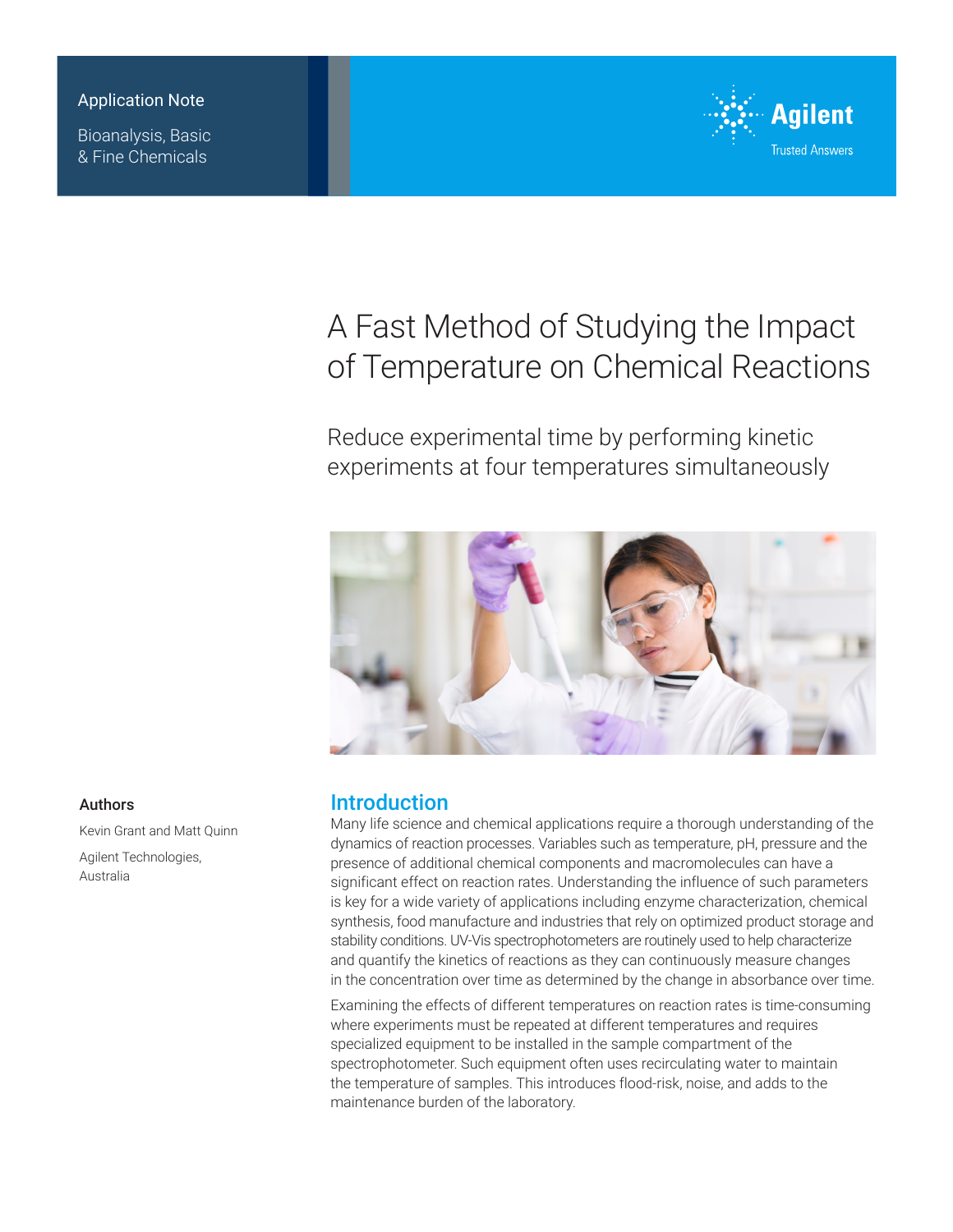Application Note

Bioanalysis, Basic & Fine Chemicals

# A Fast Method of Studying the Impact of Temperature on Chemical Reactions

Reduce experimental time by performing kinetic experiments at four temperatures simultaneously

## Authors

Kevin Grant and Matt Quinn

Agilent Technologies, Australia

## Introduction

Many life science and chemical applications require a thorough understanding of the dynamics of reaction processes. Variables such as temperature, pH, pressure and the presence of additional chemical components and macromolecules can have a significant effect on reaction rates. Understanding the influence of such parameters is key for a wide variety of applications including enzyme characterization, chemical synthesis, food manufacture and industries that rely on optimized product storage and stability conditions. UV-Vis spectrophotometers are routinely used to help characterize and quantify the kinetics of reactions as they can continuously measure changes in the concentration over time as determined by the change in absorbance over time.

Examining the effects of different temperatures on reaction rates is time-consuming where experiments must be repeated at different temperatures and requires specialized equipment to be installed in the sample compartment of the spectrophotometer. Such equipment often uses recirculating water to maintain the temperature of samples. This introduces flood-risk, noise, and adds to the maintenance burden of the laboratory.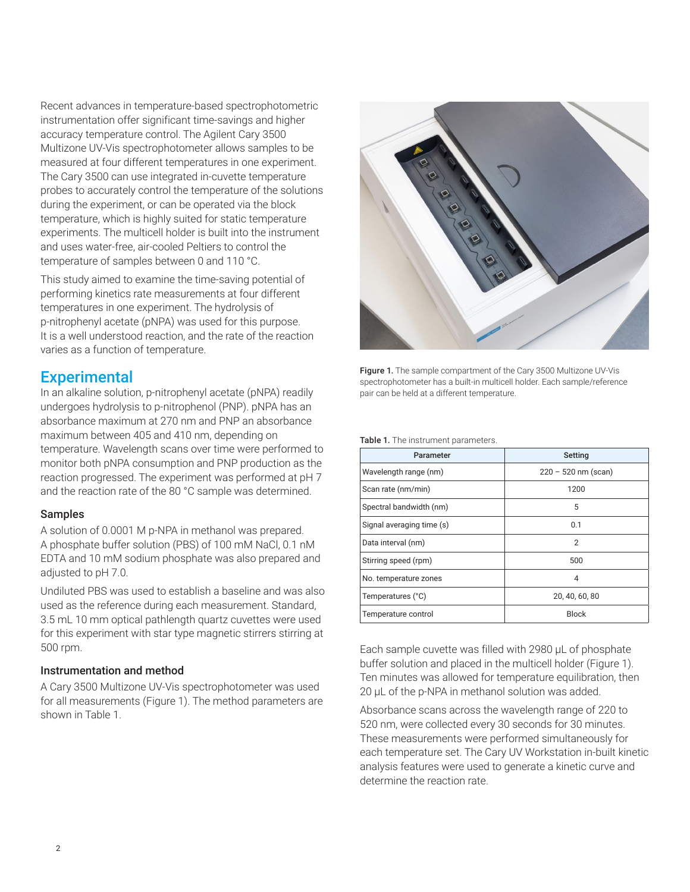Recent advances in temperature-based spectrophotometric instrumentation offer significant time-savings and higher accuracy temperature control. The Agilent Cary 3500 Multizone UV-Vis spectrophotometer allows samples to be measured at four different temperatures in one experiment. The Cary 3500 can use integrated in-cuvette temperature probes to accurately control the temperature of the solutions during the experiment, or can be operated via the block temperature, which is highly suited for static temperature experiments. The multicell holder is built into the instrument and uses water-free, air-cooled Peltiers to control the temperature of samples between 0 and 110 °C.

This study aimed to examine the time-saving potential of performing kinetics rate measurements at four different temperatures in one experiment. The hydrolysis of p-nitrophenyl acetate (pNPA) was used for this purpose. It is a well understood reaction, and the rate of the reaction varies as a function of temperature.

## Experimental

In an alkaline solution, p-nitrophenyl acetate (pNPA) readily undergoes hydrolysis to p-nitrophenol (PNP). pNPA has an absorbance maximum at 270 nm and PNP an absorbance maximum between 405 and 410 nm, depending on temperature. Wavelength scans over time were performed to monitor both pNPA consumption and PNP production as the reaction progressed. The experiment was performed at pH 7 and the reaction rate of the 80 °C sample was determined.

### Samples

A solution of 0.0001 M p-NPA in methanol was prepared. A phosphate buffer solution (PBS) of 100 mM NaCl, 0.1 nM EDTA and 10 mM sodium phosphate was also prepared and adjusted to pH 7.0.

Undiluted PBS was used to establish a baseline and was also used as the reference during each measurement. Standard, 3.5 mL 10 mm optical pathlength quartz cuvettes were used for this experiment with star type magnetic stirrers stirring at 500 rpm.

### Instrumentation and method

A Cary 3500 Multizone UV-Vis spectrophotometer was used for all measurements (Figure 1). The method parameters are shown in Table 1.

**Figure 1.** The sample compartment of the Cary 3500 Multizone UV-Vis spectrophotometer has a built-in multicell holder. Each sample/reference pair can be held at a different temperature.

**Table 1.** The instrument parameters.

| Parameter | Setting |
|---|---|
| Wavelength range (nm) | 220 – 520 nm (scan) |
| Scan rate (nm/min) | 1200 |
| Spectral bandwidth (nm) | 5 |
| Signal averaging time (s) | 0.1 |
| Data interval (nm) | 2 |
| Stirring speed (rpm) | 500 |
| No. temperature zones | 4 |
| Temperatures (°C) | 20, 40, 60, 80 |
| Temperature control | Block |

Each sample cuvette was filled with 2980 µL of phosphate buffer solution and placed in the multicell holder (Figure 1). Ten minutes was allowed for temperature equilibration, then 20 µL of the p-NPA in methanol solution was added.

Absorbance scans across the wavelength range of 220 to 520 nm, were collected every 30 seconds for 30 minutes. These measurements were performed simultaneously for each temperature set. The Cary UV Workstation in-built kinetic analysis features were used to generate a kinetic curve and determine the reaction rate.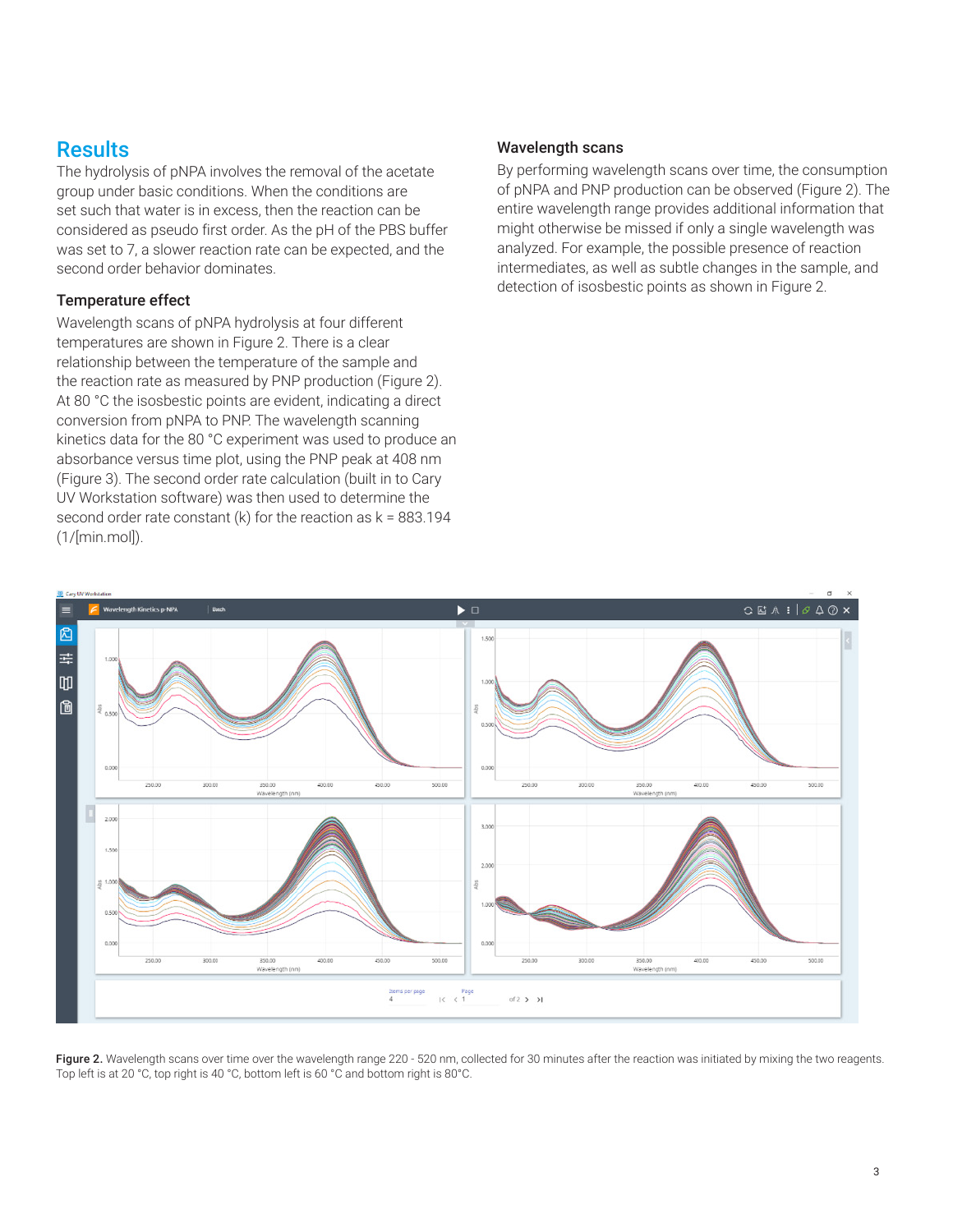## Results

The hydrolysis of pNPA involves the removal of the acetate group under basic conditions. When the conditions are set such that water is in excess, then the reaction can be considered as pseudo first order. As the pH of the PBS buffer was set to 7, a slower reaction rate can be expected, and the second order behavior dominates.

### Temperature effect

Wavelength scans of pNPA hydrolysis at four different temperatures are shown in Figure 2. There is a clear relationship between the temperature of the sample and the reaction rate as measured by PNP production (Figure 2). At 80 °C the isosbestic points are evident, indicating a direct conversion from pNPA to PNP. The wavelength scanning kinetics data for the 80 °C experiment was used to produce an absorbance versus time plot, using the PNP peak at 408 nm (Figure 3). The second order rate calculation (built in to Cary UV Workstation software) was then used to determine the second order rate constant (k) for the reaction as k = 883.194 (1/[min.mol]).

### Wavelength scans

By performing wavelength scans over time, the consumption of pNPA and PNP production can be observed (Figure 2). The entire wavelength range provides additional information that might otherwise be missed if only a single wavelength was analyzed. For example, the possible presence of reaction intermediates, as well as subtle changes in the sample, and detection of isosbestic points as shown in Figure 2.

**Figure 2.** Wavelength scans over time over the wavelength range 220 - 520 nm, collected for 30 minutes after the reaction was initiated by mixing the two reagents. Top left is at 20 °C, top right is 40 °C, bottom left is 60 °C and bottom right is 80°C.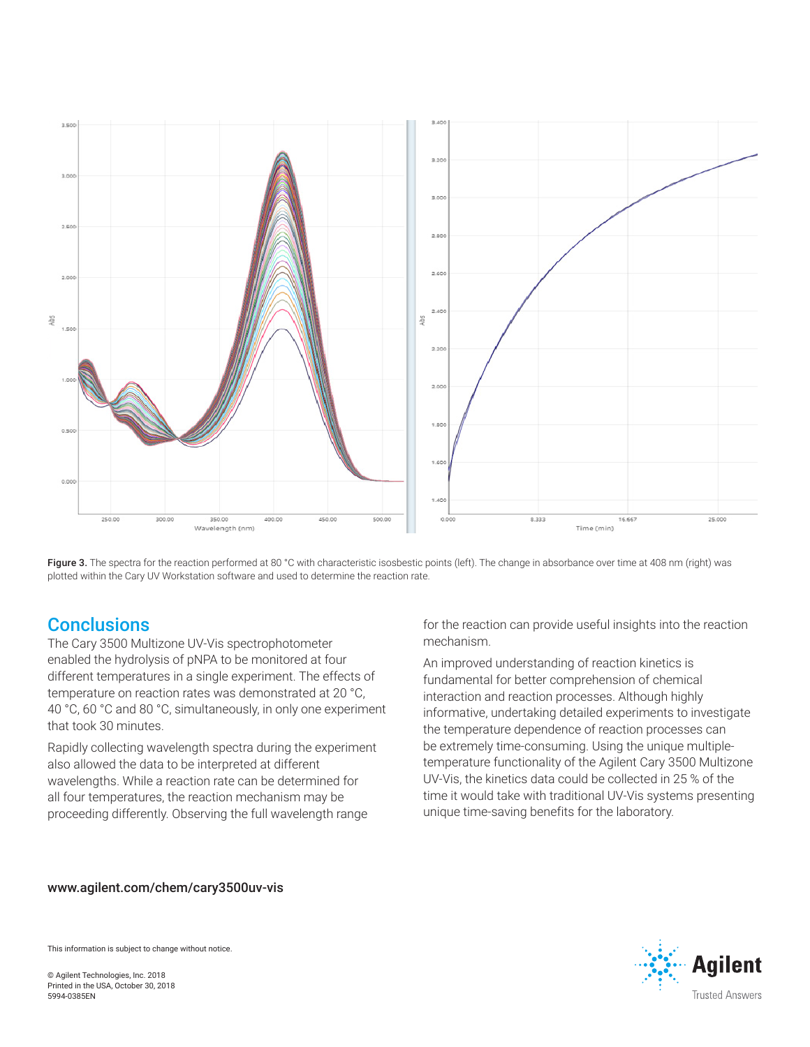3.500
3.000
2.500
2.000
1.500
1.000
0.500
0.000
Abs
250.00
300.00
350.00
400.00
450.00
500.00
Wavelength (nm)

3.400
3.200
3.000
2.800
2.600
2.400
2.200
2.000
1.800
1.600
1.400
Abs
0.000
8.333
16.667
25.000
Time (min)

**Figure 3.** The spectra for the reaction performed at 80 °C with characteristic isosbestic points (left). The change in absorbance over time at 408 nm (right) was plotted within the Cary UV Workstation software and used to determine the reaction rate.

## Conclusions

The Cary 3500 Multizone UV-Vis spectrophotometer enabled the hydrolysis of pNPA to be monitored at four different temperatures in a single experiment. The effects of temperature on reaction rates was demonstrated at 20 °C, 40 °C, 60 °C and 80 °C, simultaneously, in only one experiment that took 30 minutes.

Rapidly collecting wavelength spectra during the experiment also allowed the data to be interpreted at different wavelengths. While a reaction rate can be determined for all four temperatures, the reaction mechanism may be proceeding differently. Observing the full wavelength range for the reaction can provide useful insights into the reaction mechanism.

An improved understanding of reaction kinetics is fundamental for better comprehension of chemical interaction and reaction processes. Although highly informative, undertaking detailed experiments to investigate the temperature dependence of reaction processes can be extremely time-consuming. Using the unique multiple-temperature functionality of the Agilent Cary 3500 Multizone UV-Vis, the kinetics data could be collected in 25 % of the time it would take with traditional UV-Vis systems presenting unique time-saving benefits for the laboratory.

**www.agilent.com/chem/cary3500uv-vis**

This information is subject to change without notice.

© Agilent Technologies, Inc. 2018
Printed in the USA, October 30, 2018
5994-0385EN

Agilent
Trusted Answers